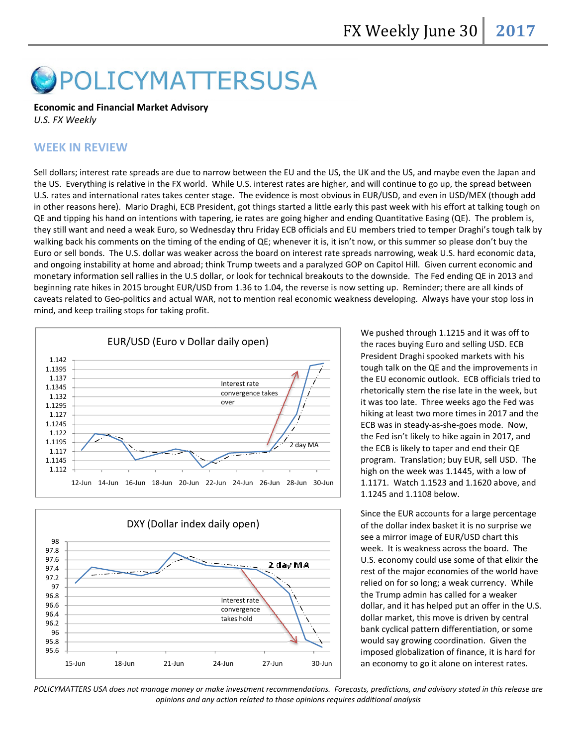# POLICYMATTERSUSA

**Economic and Financial Market Advisory**
*U.S. FX Weekly*

## WEEK IN REVIEW

Sell dollars; interest rate spreads are due to narrow between the EU and the US, the UK and the US, and maybe even the Japan and the US. Everything is relative in the FX world. While U.S. interest rates are higher, and will continue to go up, the spread between U.S. rates and international rates takes center stage. The evidence is most obvious in EUR/USD, and even in USD/MEX (though add in other reasons here). Mario Draghi, ECB President, got things started a little early this past week with his effort at talking tough on QE and tipping his hand on intentions with tapering, ie rates are going higher and ending Quantitative Easing (QE). The problem is, they still want and need a weak Euro, so Wednesday thru Friday ECB officials and EU members tried to temper Draghi's tough talk by walking back his comments on the timing of the ending of QE; whenever it is, it isn't now, or this summer so please don't buy the Euro or sell bonds. The U.S. dollar was weaker across the board on interest rate spreads narrowing, weak U.S. hard economic data, and ongoing instability at home and abroad; think Trump tweets and a paralyzed GOP on Capitol Hill. Given current economic and monetary information sell rallies in the U.S dollar, or look for technical breakouts to the downside. The Fed ending QE in 2013 and beginning rate hikes in 2015 brought EUR/USD from 1.36 to 1.04, the reverse is now setting up. Reminder; there are all kinds of caveats related to Geo-politics and actual WAR, not to mention real economic weakness developing. Always have your stop loss in mind, and keep trailing stops for taking profit.

EUR/USD (Euro v Dollar daily open)

We pushed through 1.1215 and it was off to the races buying Euro and selling USD. ECB President Draghi spooked markets with his tough talk on the QE and the improvements in the EU economic outlook. ECB officials tried to rhetorically stem the rise late in the week, but it was too late. Three weeks ago the Fed was hiking at least two more times in 2017 and the ECB was in steady-as-she-goes mode. Now, the Fed isn't likely to hike again in 2017, and the ECB is likely to taper and end their QE program. Translation; buy EUR, sell USD. The high on the week was 1.1445, with a low of 1.1171. Watch 1.1523 and 1.1620 above, and 1.1245 and 1.1108 below.

DXY (Dollar index daily open)

Since the EUR accounts for a large percentage of the dollar index basket it is no surprise we see a mirror image of EUR/USD chart this week. It is weakness across the board. The U.S. economy could use some of that elixir the rest of the major economies of the world have relied on for so long; a weak currency. While the Trump admin has called for a weaker dollar, and it has helped put an offer in the U.S. dollar market, this move is driven by central bank cyclical pattern differentiation, or some would say growing coordination. Given the imposed globalization of finance, it is hard for an economy to go it alone on interest rates.

*POLICYMATTERS USA does not manage money or make investment recommendations. Forecasts, predictions, and advisory stated in this release are opinions and any action related to those opinions requires additional analysis*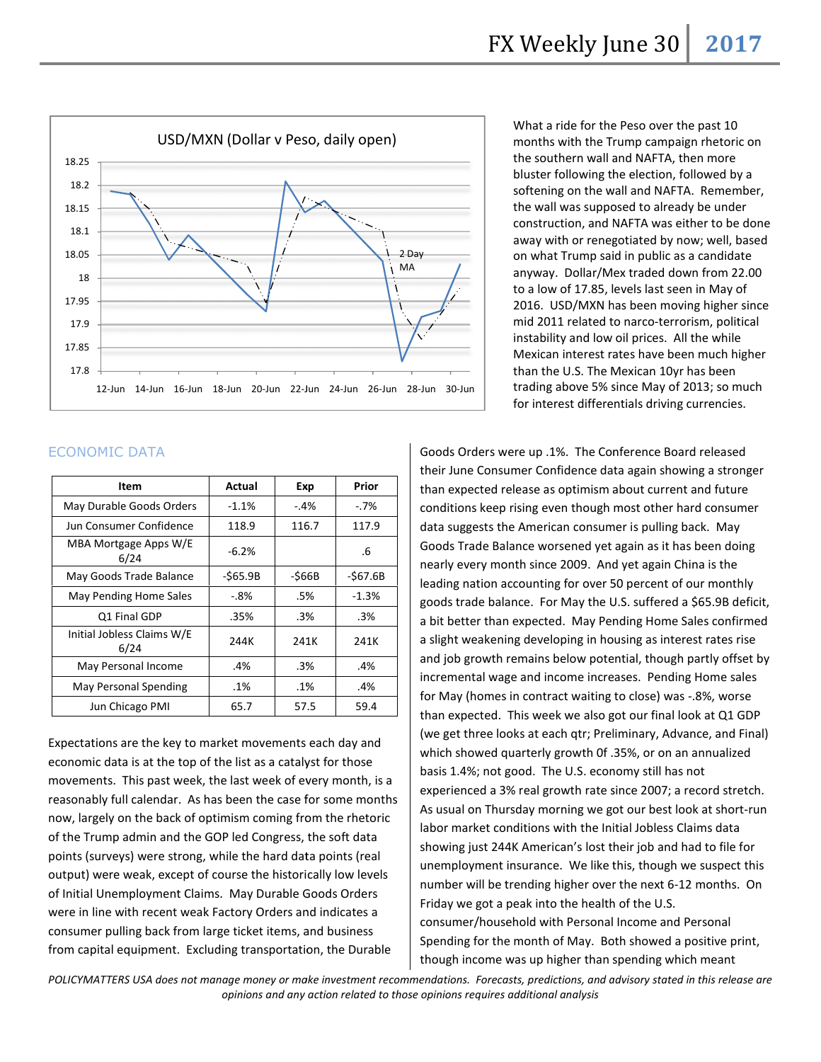USD/MXN (Dollar v Peso, daily open)

What a ride for the Peso over the past 10 months with the Trump campaign rhetoric on the southern wall and NAFTA, then more bluster following the election, followed by a softening on the wall and NAFTA. Remember, the wall was supposed to already be under construction, and NAFTA was either to be done away with or renegotiated by now; well, based on what Trump said in public as a candidate anyway. Dollar/Mex traded down from 22.00 to a low of 17.85, levels last seen in May of 2016. USD/MXN has been moving higher since mid 2011 related to narco-terrorism, political instability and low oil prices. All the while Mexican interest rates have been much higher than the U.S. The Mexican 10yr has been trading above 5% since May of 2013; so much for interest differentials driving currencies.

## ECONOMIC DATA

| Item | Actual | Exp | Prior |
|---|---|---|---|
| May Durable Goods Orders | -1.1% | -.4% | -.7% |
| Jun Consumer Confidence | 118.9 | 116.7 | 117.9 |
| MBA Mortgage Apps W/E 6/24 | -6.2% | | .6 |
| May Goods Trade Balance | -$65.9B | -$66B | -$67.6B |
| May Pending Home Sales | -.8% | .5% | -1.3% |
| Q1 Final GDP | .35% | .3% | .3% |
| Initial Jobless Claims W/E 6/24 | 244K | 241K | 241K |
| May Personal Income | .4% | .3% | .4% |
| May Personal Spending | .1% | .1% | .4% |
| Jun Chicago PMI | 65.7 | 57.5 | 59.4 |

Expectations are the key to market movements each day and economic data is at the top of the list as a catalyst for those movements. This past week, the last week of every month, is a reasonably full calendar. As has been the case for some months now, largely on the back of optimism coming from the rhetoric of the Trump admin and the GOP led Congress, the soft data points (surveys) were strong, while the hard data points (real output) were weak, except of course the historically low levels of Initial Unemployment Claims. May Durable Goods Orders were in line with recent weak Factory Orders and indicates a consumer pulling back from large ticket items, and business from capital equipment. Excluding transportation, the Durable Goods Orders were up .1%. The Conference Board released their June Consumer Confidence data again showing a stronger than expected release as optimism about current and future conditions keep rising even though most other hard consumer data suggests the American consumer is pulling back. May Goods Trade Balance worsened yet again as it has been doing nearly every month since 2009. And yet again China is the leading nation accounting for over 50 percent of our monthly goods trade balance. For May the U.S. suffered a $65.9B deficit, a bit better than expected. May Pending Home Sales confirmed a slight weakening developing in housing as interest rates rise and job growth remains below potential, though partly offset by incremental wage and income increases. Pending Home sales for May (homes in contract waiting to close) was -.8%, worse than expected. This week we also got our final look at Q1 GDP (we get three looks at each qtr; Preliminary, Advance, and Final) which showed quarterly growth 0f .35%, or on an annualized basis 1.4%; not good. The U.S. economy still has not experienced a 3% real growth rate since 2007; a record stretch. As usual on Thursday morning we got our best look at short-run labor market conditions with the Initial Jobless Claims data showing just 244K American's lost their job and had to file for unemployment insurance. We like this, though we suspect this number will be trending higher over the next 6-12 months. On Friday we got a peak into the health of the U.S. consumer/household with Personal Income and Personal Spending for the month of May. Both showed a positive print, though income was up higher than spending which meant

*POLICYMATTERS USA does not manage money or make investment recommendations. Forecasts, predictions, and advisory stated in this release are opinions and any action related to those opinions requires additional analysis*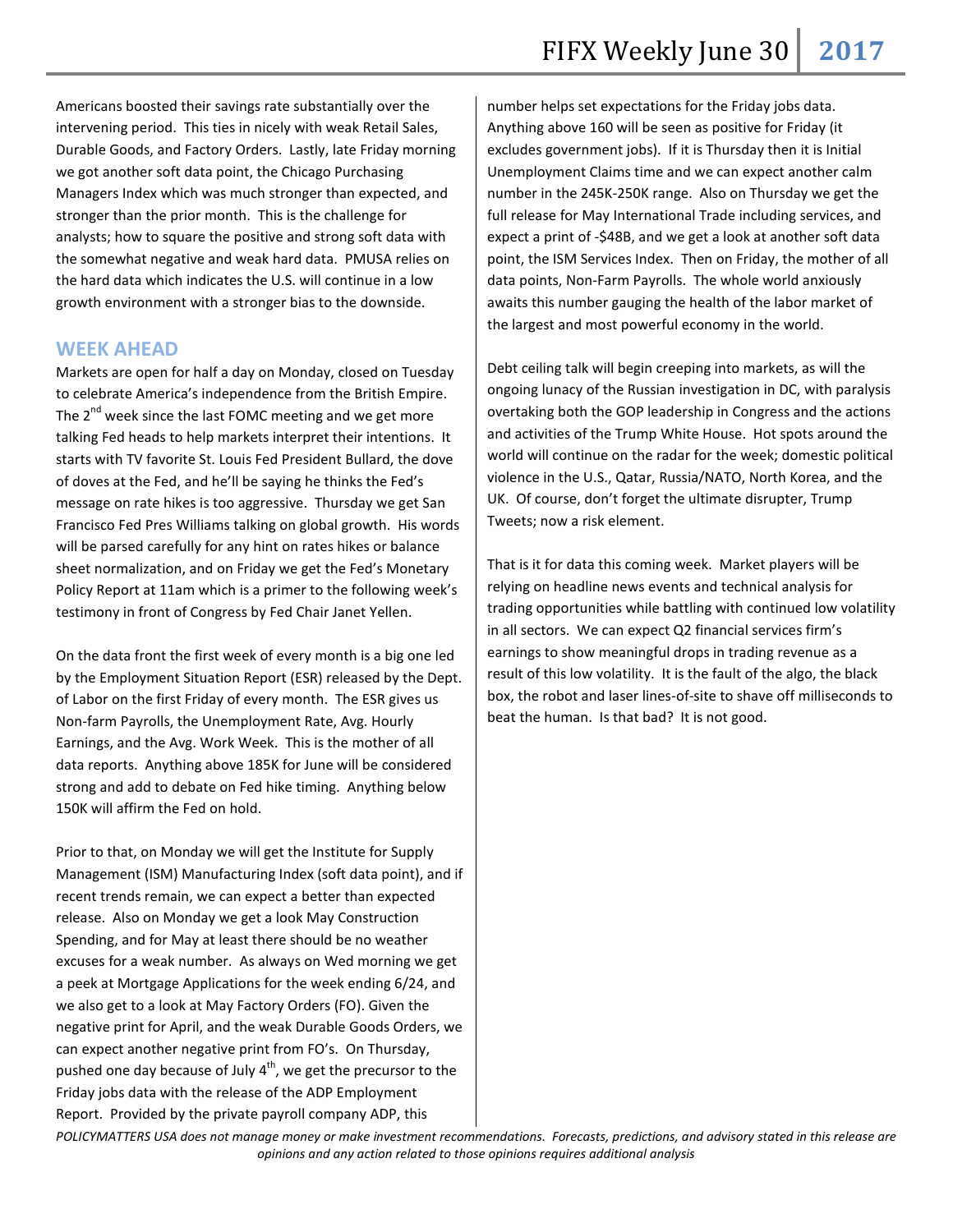Americans boosted their savings rate substantially over the intervening period. This ties in nicely with weak Retail Sales, Durable Goods, and Factory Orders. Lastly, late Friday morning we got another soft data point, the Chicago Purchasing Managers Index which was much stronger than expected, and stronger than the prior month. This is the challenge for analysts; how to square the positive and strong soft data with the somewhat negative and weak hard data. PMUSA relies on the hard data which indicates the U.S. will continue in a low growth environment with a stronger bias to the downside.

## WEEK AHEAD

Markets are open for half a day on Monday, closed on Tuesday to celebrate America's independence from the British Empire. The 2nd week since the last FOMC meeting and we get more talking Fed heads to help markets interpret their intentions. It starts with TV favorite St. Louis Fed President Bullard, the dove of doves at the Fed, and he'll be saying he thinks the Fed's message on rate hikes is too aggressive. Thursday we get San Francisco Fed Pres Williams talking on global growth. His words will be parsed carefully for any hint on rates hikes or balance sheet normalization, and on Friday we get the Fed's Monetary Policy Report at 11am which is a primer to the following week's testimony in front of Congress by Fed Chair Janet Yellen.

On the data front the first week of every month is a big one led by the Employment Situation Report (ESR) released by the Dept. of Labor on the first Friday of every month. The ESR gives us Non-farm Payrolls, the Unemployment Rate, Avg. Hourly Earnings, and the Avg. Work Week. This is the mother of all data reports. Anything above 185K for June will be considered strong and add to debate on Fed hike timing. Anything below 150K will affirm the Fed on hold.

Prior to that, on Monday we will get the Institute for Supply Management (ISM) Manufacturing Index (soft data point), and if recent trends remain, we can expect a better than expected release. Also on Monday we get a look May Construction Spending, and for May at least there should be no weather excuses for a weak number. As always on Wed morning we get a peek at Mortgage Applications for the week ending 6/24, and we also get to a look at May Factory Orders (FO). Given the negative print for April, and the weak Durable Goods Orders, we can expect another negative print from FO's. On Thursday, pushed one day because of July 4th, we get the precursor to the Friday jobs data with the release of the ADP Employment Report. Provided by the private payroll company ADP, this number helps set expectations for the Friday jobs data. Anything above 160 will be seen as positive for Friday (it excludes government jobs). If it is Thursday then it is Initial Unemployment Claims time and we can expect another calm number in the 245K-250K range. Also on Thursday we get the full release for May International Trade including services, and expect a print of -$48B, and we get a look at another soft data point, the ISM Services Index. Then on Friday, the mother of all data points, Non-Farm Payrolls. The whole world anxiously awaits this number gauging the health of the labor market of the largest and most powerful economy in the world.

Debt ceiling talk will begin creeping into markets, as will the ongoing lunacy of the Russian investigation in DC, with paralysis overtaking both the GOP leadership in Congress and the actions and activities of the Trump White House. Hot spots around the world will continue on the radar for the week; domestic political violence in the U.S., Qatar, Russia/NATO, North Korea, and the UK. Of course, don't forget the ultimate disrupter, Trump Tweets; now a risk element.

That is it for data this coming week. Market players will be relying on headline news events and technical analysis for trading opportunities while battling with continued low volatility in all sectors. We can expect Q2 financial services firm's earnings to show meaningful drops in trading revenue as a result of this low volatility. It is the fault of the algo, the black box, the robot and laser lines-of-site to shave off milliseconds to beat the human. Is that bad? It is not good.

*POLICYMATTERS USA does not manage money or make investment recommendations. Forecasts, predictions, and advisory stated in this release are opinions and any action related to those opinions requires additional analysis*